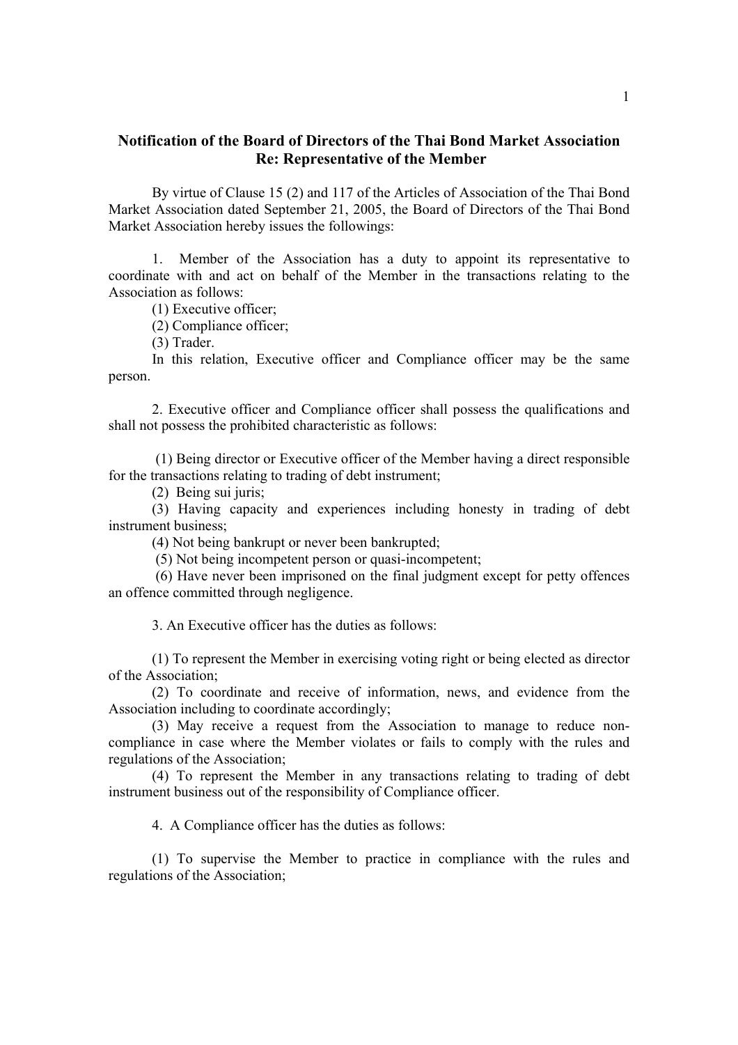# Notification of the Board of Directors of the Thai Bond Market Association
## Re: Representative of the Member

By virtue of Clause 15 (2) and 117 of the Articles of Association of the Thai Bond Market Association dated September 21, 2005, the Board of Directors of the Thai Bond Market Association hereby issues the followings:

1. Member of the Association has a duty to appoint its representative to coordinate with and act on behalf of the Member in the transactions relating to the Association as follows:

(1) Executive officer;

(2) Compliance officer;

(3) Trader.

In this relation, Executive officer and Compliance officer may be the same person.

2. Executive officer and Compliance officer shall possess the qualifications and shall not possess the prohibited characteristic as follows:

(1) Being director or Executive officer of the Member having a direct responsible for the transactions relating to trading of debt instrument;

(2) Being sui juris;

(3) Having capacity and experiences including honesty in trading of debt instrument business;

(4) Not being bankrupt or never been bankrupted;

(5) Not being incompetent person or quasi-incompetent;

(6) Have never been imprisoned on the final judgment except for petty offences an offence committed through negligence.

3. An Executive officer has the duties as follows:

(1) To represent the Member in exercising voting right or being elected as director of the Association;

(2) To coordinate and receive of information, news, and evidence from the Association including to coordinate accordingly;

(3) May receive a request from the Association to manage to reduce non-compliance in case where the Member violates or fails to comply with the rules and regulations of the Association;

(4) To represent the Member in any transactions relating to trading of debt instrument business out of the responsibility of Compliance officer.

4. A Compliance officer has the duties as follows:

(1) To supervise the Member to practice in compliance with the rules and regulations of the Association;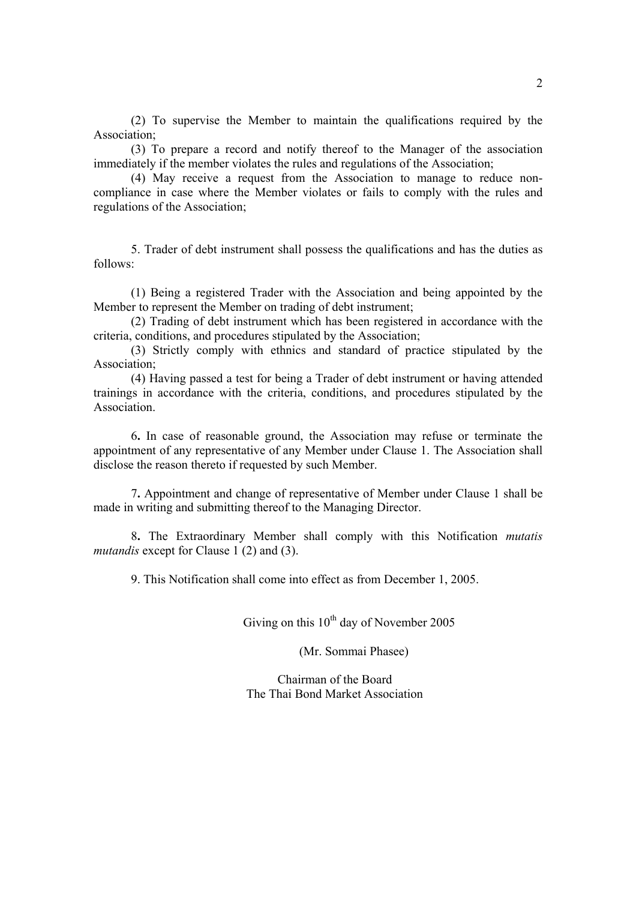(2) To supervise the Member to maintain the qualifications required by the Association;

(3) To prepare a record and notify thereof to the Manager of the association immediately if the member violates the rules and regulations of the Association;

(4) May receive a request from the Association to manage to reduce non-compliance in case where the Member violates or fails to comply with the rules and regulations of the Association;

5. Trader of debt instrument shall possess the qualifications and has the duties as follows:

(1) Being a registered Trader with the Association and being appointed by the Member to represent the Member on trading of debt instrument;

(2) Trading of debt instrument which has been registered in accordance with the criteria, conditions, and procedures stipulated by the Association;

(3) Strictly comply with ethnics and standard of practice stipulated by the Association;

(4) Having passed a test for being a Trader of debt instrument or having attended trainings in accordance with the criteria, conditions, and procedures stipulated by the Association.

6**.** In case of reasonable ground, the Association may refuse or terminate the appointment of any representative of any Member under Clause 1. The Association shall disclose the reason thereto if requested by such Member.

7**.** Appointment and change of representative of Member under Clause 1 shall be made in writing and submitting thereof to the Managing Director.

8**.** The Extraordinary Member shall comply with this Notification *mutatis mutandis* except for Clause 1 (2) and (3).

9. This Notification shall come into effect as from December 1, 2005.

Giving on this 10th day of November 2005

(Mr. Sommai Phasee)

Chairman of the Board
The Thai Bond Market Association